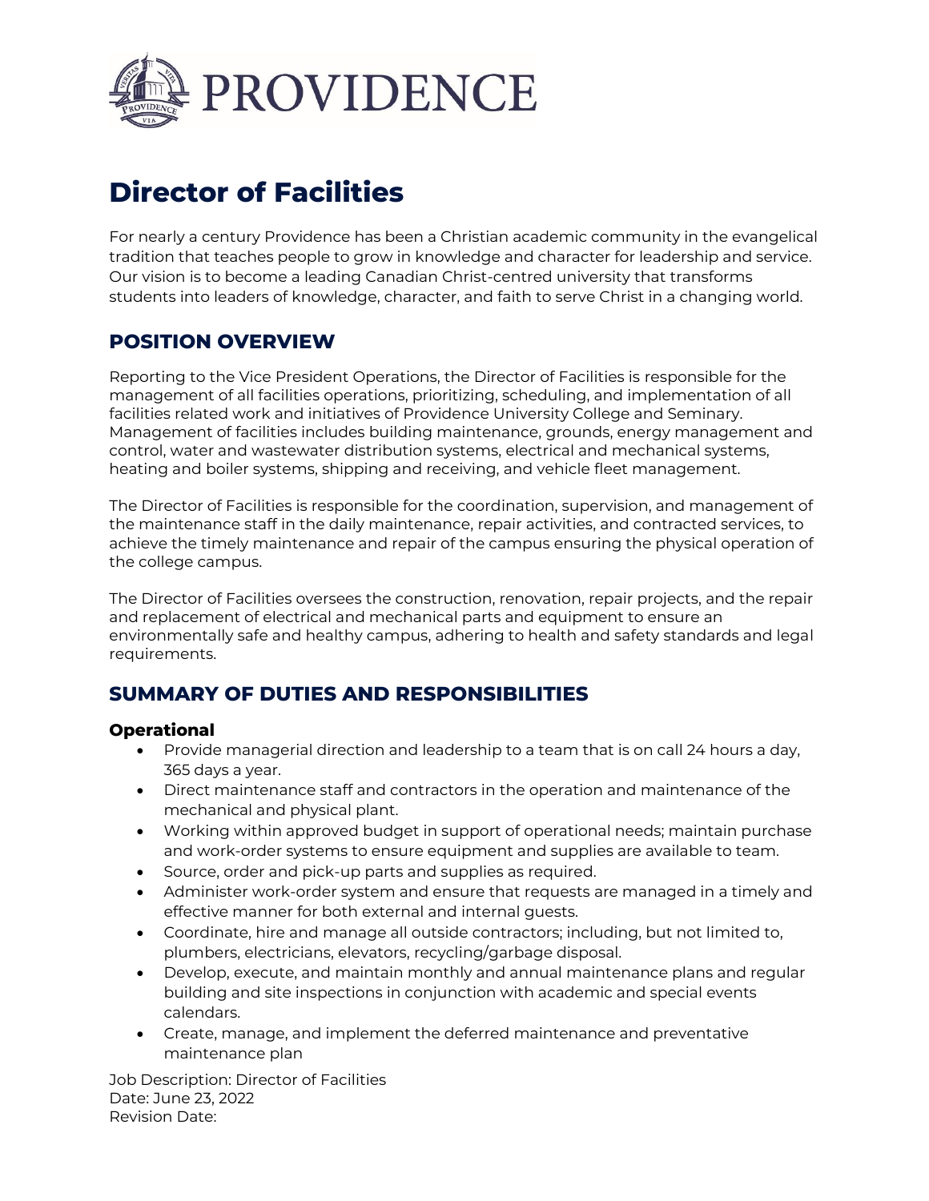# Director of Facilities

For nearly a century Providence has been a Christian academic community in the evangelical tradition that teaches people to grow in knowledge and character for leadership and service. Our vision is to become a leading Canadian Christ-centred university that transforms students into leaders of knowledge, character, and faith to serve Christ in a changing world.

## POSITION OVERVIEW

Reporting to the Vice President Operations, the Director of Facilities is responsible for the management of all facilities operations, prioritizing, scheduling, and implementation of all facilities related work and initiatives of Providence University College and Seminary. Management of facilities includes building maintenance, grounds, energy management and control, water and wastewater distribution systems, electrical and mechanical systems, heating and boiler systems, shipping and receiving, and vehicle fleet management.

The Director of Facilities is responsible for the coordination, supervision, and management of the maintenance staff in the daily maintenance, repair activities, and contracted services, to achieve the timely maintenance and repair of the campus ensuring the physical operation of the college campus.

The Director of Facilities oversees the construction, renovation, repair projects, and the repair and replacement of electrical and mechanical parts and equipment to ensure an environmentally safe and healthy campus, adhering to health and safety standards and legal requirements.

## SUMMARY OF DUTIES AND RESPONSIBILITIES

### Operational

- Provide managerial direction and leadership to a team that is on call 24 hours a day, 365 days a year.
- Direct maintenance staff and contractors in the operation and maintenance of the mechanical and physical plant.
- Working within approved budget in support of operational needs; maintain purchase and work-order systems to ensure equipment and supplies are available to team.
- Source, order and pick-up parts and supplies as required.
- Administer work-order system and ensure that requests are managed in a timely and effective manner for both external and internal guests.
- Coordinate, hire and manage all outside contractors; including, but not limited to, plumbers, electricians, elevators, recycling/garbage disposal.
- Develop, execute, and maintain monthly and annual maintenance plans and regular building and site inspections in conjunction with academic and special events calendars.
- Create, manage, and implement the deferred maintenance and preventative maintenance plan

Job Description: Director of Facilities
Date: June 23, 2022
Revision Date: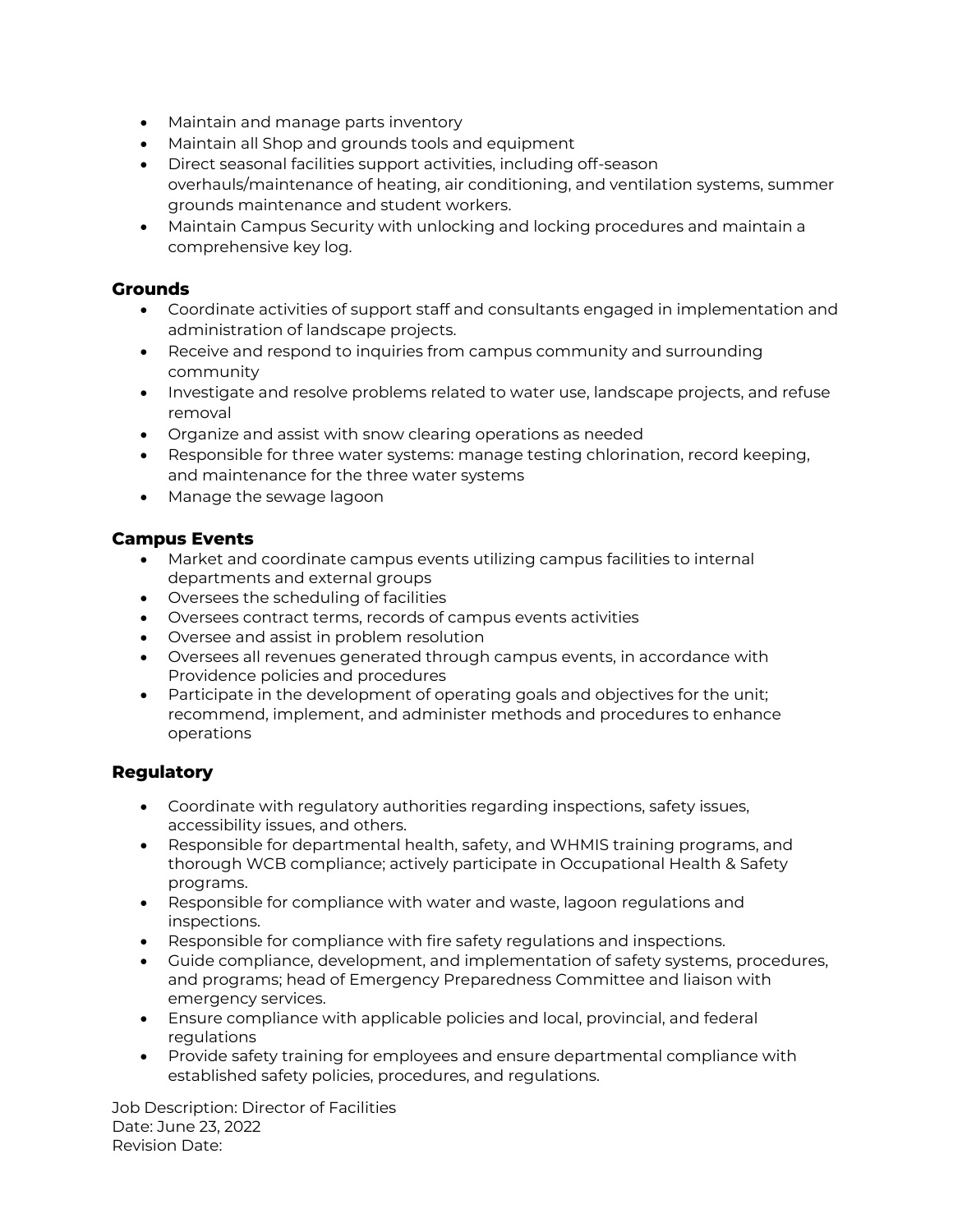- Maintain and manage parts inventory
- Maintain all Shop and grounds tools and equipment
- Direct seasonal facilities support activities, including off-season overhauls/maintenance of heating, air conditioning, and ventilation systems, summer grounds maintenance and student workers.
- Maintain Campus Security with unlocking and locking procedures and maintain a comprehensive key log.

### Grounds

- Coordinate activities of support staff and consultants engaged in implementation and administration of landscape projects.
- Receive and respond to inquiries from campus community and surrounding community
- Investigate and resolve problems related to water use, landscape projects, and refuse removal
- Organize and assist with snow clearing operations as needed
- Responsible for three water systems: manage testing chlorination, record keeping, and maintenance for the three water systems
- Manage the sewage lagoon

### Campus Events

- Market and coordinate campus events utilizing campus facilities to internal departments and external groups
- Oversees the scheduling of facilities
- Oversees contract terms, records of campus events activities
- Oversee and assist in problem resolution
- Oversees all revenues generated through campus events, in accordance with Providence policies and procedures
- Participate in the development of operating goals and objectives for the unit; recommend, implement, and administer methods and procedures to enhance operations

### Regulatory

- Coordinate with regulatory authorities regarding inspections, safety issues, accessibility issues, and others.
- Responsible for departmental health, safety, and WHMIS training programs, and thorough WCB compliance; actively participate in Occupational Health & Safety programs.
- Responsible for compliance with water and waste, lagoon regulations and inspections.
- Responsible for compliance with fire safety regulations and inspections.
- Guide compliance, development, and implementation of safety systems, procedures, and programs; head of Emergency Preparedness Committee and liaison with emergency services.
- Ensure compliance with applicable policies and local, provincial, and federal regulations
- Provide safety training for employees and ensure departmental compliance with established safety policies, procedures, and regulations.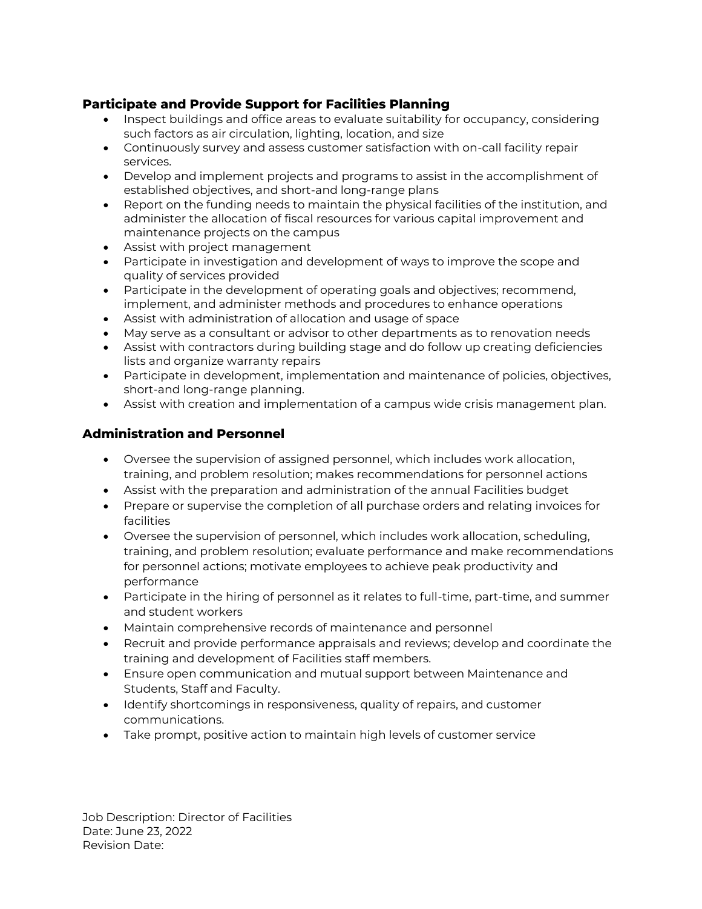### Participate and Provide Support for Facilities Planning

- Inspect buildings and office areas to evaluate suitability for occupancy, considering such factors as air circulation, lighting, location, and size
- Continuously survey and assess customer satisfaction with on-call facility repair services.
- Develop and implement projects and programs to assist in the accomplishment of established objectives, and short-and long-range plans
- Report on the funding needs to maintain the physical facilities of the institution, and administer the allocation of fiscal resources for various capital improvement and maintenance projects on the campus
- Assist with project management
- Participate in investigation and development of ways to improve the scope and quality of services provided
- Participate in the development of operating goals and objectives; recommend, implement, and administer methods and procedures to enhance operations
- Assist with administration of allocation and usage of space
- May serve as a consultant or advisor to other departments as to renovation needs
- Assist with contractors during building stage and do follow up creating deficiencies lists and organize warranty repairs
- Participate in development, implementation and maintenance of policies, objectives, short-and long-range planning.
- Assist with creation and implementation of a campus wide crisis management plan.

### Administration and Personnel

- Oversee the supervision of assigned personnel, which includes work allocation, training, and problem resolution; makes recommendations for personnel actions
- Assist with the preparation and administration of the annual Facilities budget
- Prepare or supervise the completion of all purchase orders and relating invoices for facilities
- Oversee the supervision of personnel, which includes work allocation, scheduling, training, and problem resolution; evaluate performance and make recommendations for personnel actions; motivate employees to achieve peak productivity and performance
- Participate in the hiring of personnel as it relates to full-time, part-time, and summer and student workers
- Maintain comprehensive records of maintenance and personnel
- Recruit and provide performance appraisals and reviews; develop and coordinate the training and development of Facilities staff members.
- Ensure open communication and mutual support between Maintenance and Students, Staff and Faculty.
- Identify shortcomings in responsiveness, quality of repairs, and customer communications.
- Take prompt, positive action to maintain high levels of customer service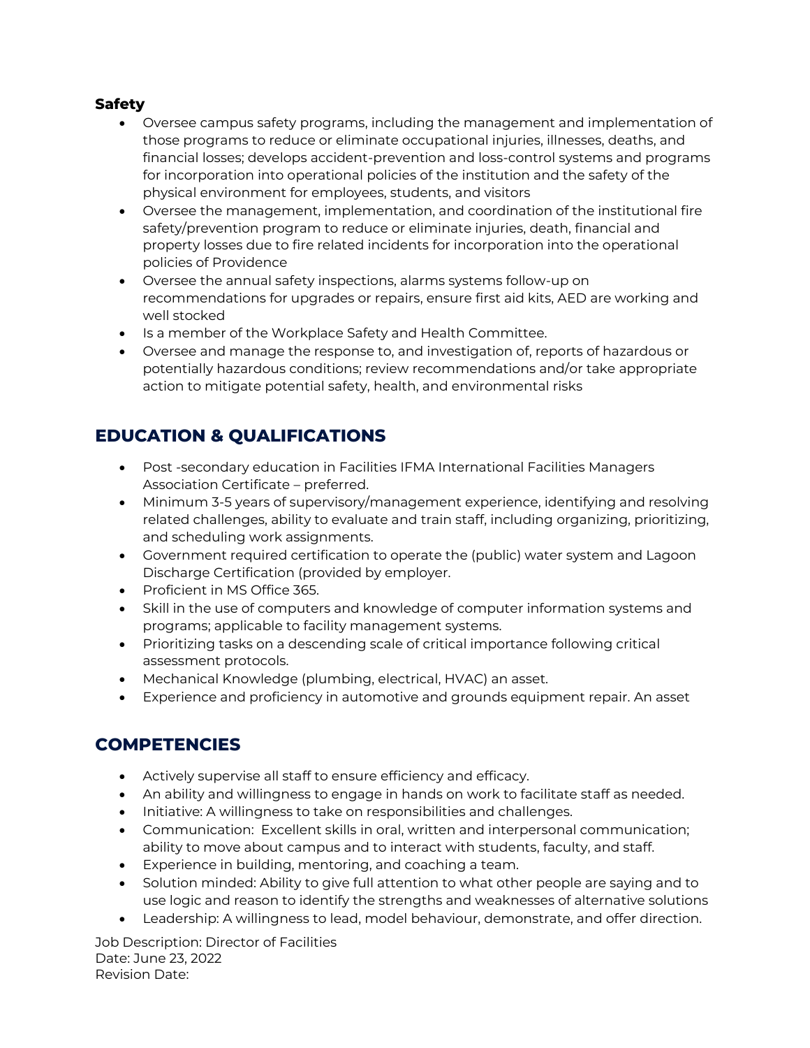**Safety**

- Oversee campus safety programs, including the management and implementation of those programs to reduce or eliminate occupational injuries, illnesses, deaths, and financial losses; develops accident-prevention and loss-control systems and programs for incorporation into operational policies of the institution and the safety of the physical environment for employees, students, and visitors
- Oversee the management, implementation, and coordination of the institutional fire safety/prevention program to reduce or eliminate injuries, death, financial and property losses due to fire related incidents for incorporation into the operational policies of Providence
- Oversee the annual safety inspections, alarms systems follow-up on recommendations for upgrades or repairs, ensure first aid kits, AED are working and well stocked
- Is a member of the Workplace Safety and Health Committee.
- Oversee and manage the response to, and investigation of, reports of hazardous or potentially hazardous conditions; review recommendations and/or take appropriate action to mitigate potential safety, health, and environmental risks

## EDUCATION & QUALIFICATIONS

- Post -secondary education in Facilities IFMA International Facilities Managers Association Certificate – preferred.
- Minimum 3-5 years of supervisory/management experience, identifying and resolving related challenges, ability to evaluate and train staff, including organizing, prioritizing, and scheduling work assignments.
- Government required certification to operate the (public) water system and Lagoon Discharge Certification (provided by employer.
- Proficient in MS Office 365.
- Skill in the use of computers and knowledge of computer information systems and programs; applicable to facility management systems.
- Prioritizing tasks on a descending scale of critical importance following critical assessment protocols.
- Mechanical Knowledge (plumbing, electrical, HVAC) an asset.
- Experience and proficiency in automotive and grounds equipment repair. An asset

## COMPETENCIES

- Actively supervise all staff to ensure efficiency and efficacy.
- An ability and willingness to engage in hands on work to facilitate staff as needed.
- Initiative: A willingness to take on responsibilities and challenges.
- Communication: Excellent skills in oral, written and interpersonal communication; ability to move about campus and to interact with students, faculty, and staff.
- Experience in building, mentoring, and coaching a team.
- Solution minded: Ability to give full attention to what other people are saying and to use logic and reason to identify the strengths and weaknesses of alternative solutions
- Leadership: A willingness to lead, model behaviour, demonstrate, and offer direction.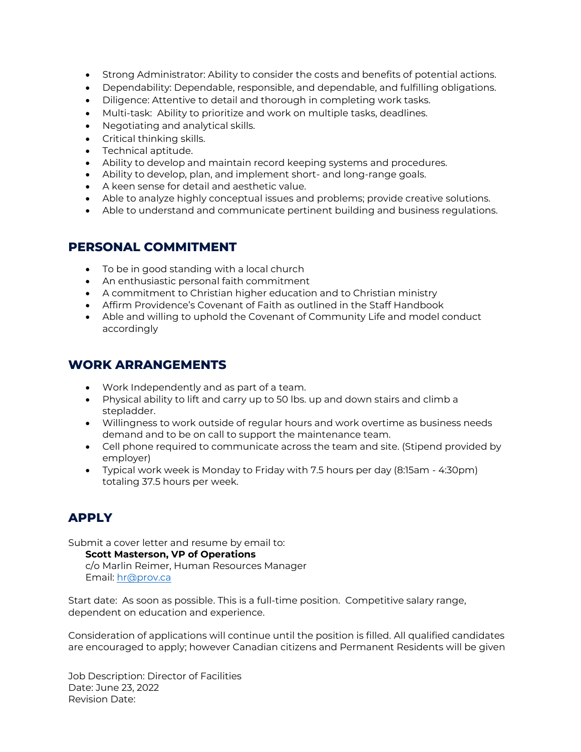- Strong Administrator: Ability to consider the costs and benefits of potential actions.
- Dependability: Dependable, responsible, and dependable, and fulfilling obligations.
- Diligence: Attentive to detail and thorough in completing work tasks.
- Multi-task: Ability to prioritize and work on multiple tasks, deadlines.
- Negotiating and analytical skills.
- Critical thinking skills.
- Technical aptitude.
- Ability to develop and maintain record keeping systems and procedures.
- Ability to develop, plan, and implement short- and long-range goals.
- A keen sense for detail and aesthetic value.
- Able to analyze highly conceptual issues and problems; provide creative solutions.
- Able to understand and communicate pertinent building and business regulations.

## PERSONAL COMMITMENT

- To be in good standing with a local church
- An enthusiastic personal faith commitment
- A commitment to Christian higher education and to Christian ministry
- Affirm Providence's Covenant of Faith as outlined in the Staff Handbook
- Able and willing to uphold the Covenant of Community Life and model conduct accordingly

## WORK ARRANGEMENTS

- Work Independently and as part of a team.
- Physical ability to lift and carry up to 50 lbs. up and down stairs and climb a stepladder.
- Willingness to work outside of regular hours and work overtime as business needs demand and to be on call to support the maintenance team.
- Cell phone required to communicate across the team and site. (Stipend provided by employer)
- Typical work week is Monday to Friday with 7.5 hours per day (8:15am - 4:30pm) totaling 37.5 hours per week.

## APPLY

Submit a cover letter and resume by email to:

**Scott Masterson, VP of Operations**
c/o Marlin Reimer, Human Resources Manager
Email: hr@prov.ca

Start date: As soon as possible. This is a full-time position. Competitive salary range, dependent on education and experience.

Consideration of applications will continue until the position is filled. All qualified candidates are encouraged to apply; however Canadian citizens and Permanent Residents will be given

Job Description: Director of Facilities
Date: June 23, 2022
Revision Date: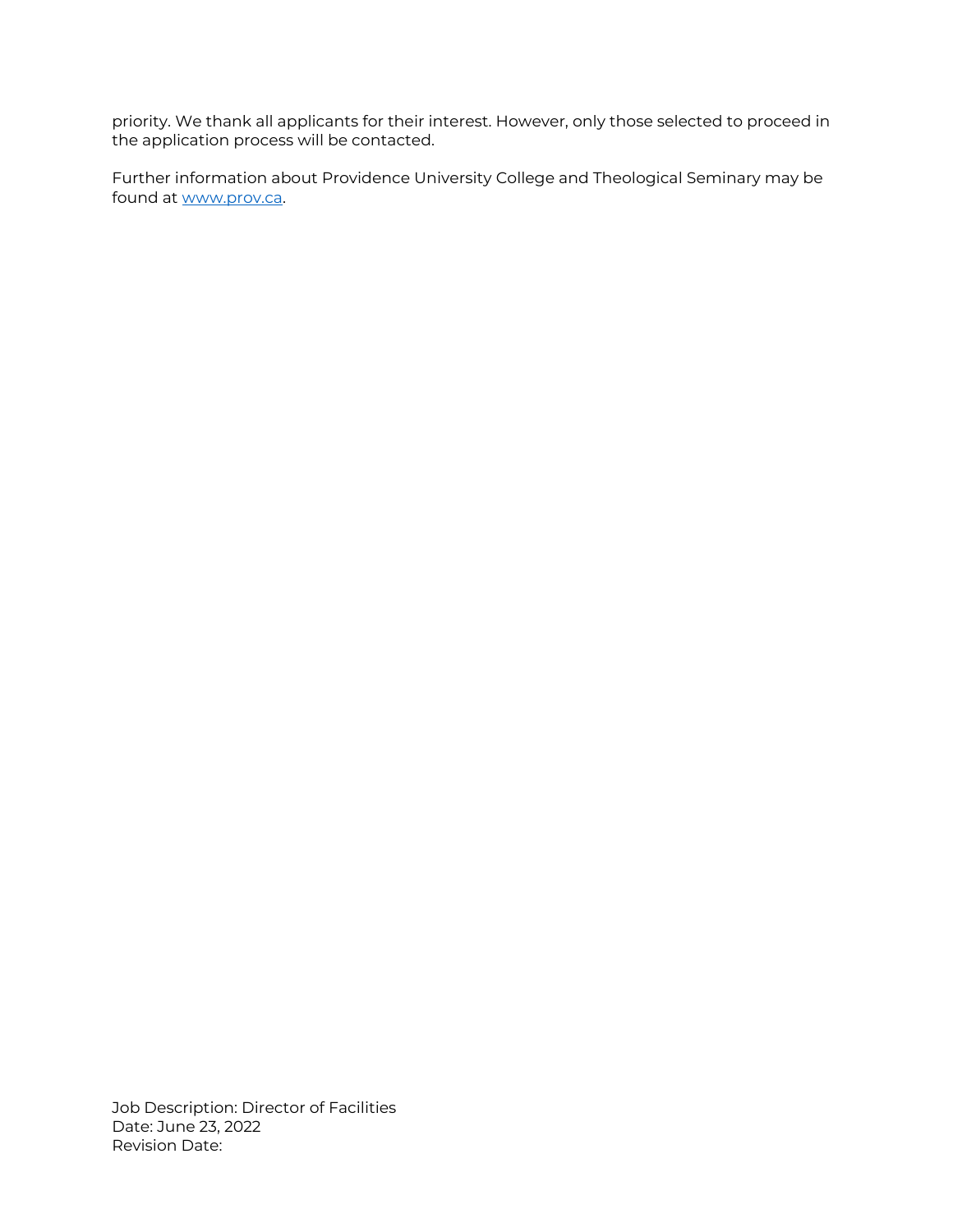priority. We thank all applicants for their interest. However, only those selected to proceed in the application process will be contacted.

Further information about Providence University College and Theological Seminary may be found at [www.prov.ca](http://www.prov.ca).

Job Description: Director of Facilities
Date: June 23, 2022
Revision Date: